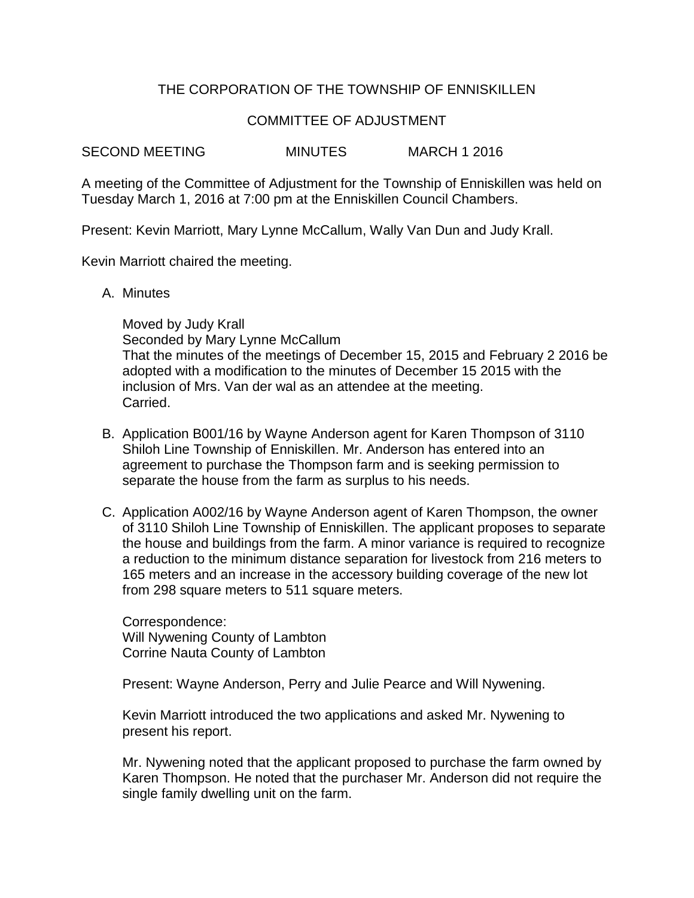# THE CORPORATION OF THE TOWNSHIP OF ENNISKILLEN

## COMMITTEE OF ADJUSTMENT

SECOND MEETING MINUTES MARCH 1 2016

A meeting of the Committee of Adjustment for the Township of Enniskillen was held on Tuesday March 1, 2016 at 7:00 pm at the Enniskillen Council Chambers.

Present: Kevin Marriott, Mary Lynne McCallum, Wally Van Dun and Judy Krall.

Kevin Marriott chaired the meeting.

A. Minutes

   Moved by Judy Krall
   Seconded by Mary Lynne McCallum
   That the minutes of the meetings of December 15, 2015 and February 2 2016 be adopted with a modification to the minutes of December 15 2015 with the inclusion of Mrs. Van der wal as an attendee at the meeting.
   Carried.

B. Application B001/16 by Wayne Anderson agent for Karen Thompson of 3110 Shiloh Line Township of Enniskillen. Mr. Anderson has entered into an agreement to purchase the Thompson farm and is seeking permission to separate the house from the farm as surplus to his needs.

C. Application A002/16 by Wayne Anderson agent of Karen Thompson, the owner of 3110 Shiloh Line Township of Enniskillen. The applicant proposes to separate the house and buildings from the farm. A minor variance is required to recognize a reduction to the minimum distance separation for livestock from 216 meters to 165 meters and an increase in the accessory building coverage of the new lot from 298 square meters to 511 square meters.

   Correspondence:
   Will Nywening County of Lambton
   Corrine Nauta County of Lambton

   Present: Wayne Anderson, Perry and Julie Pearce and Will Nywening.

   Kevin Marriott introduced the two applications and asked Mr. Nywening to present his report.

   Mr. Nywening noted that the applicant proposed to purchase the farm owned by Karen Thompson. He noted that the purchaser Mr. Anderson did not require the single family dwelling unit on the farm.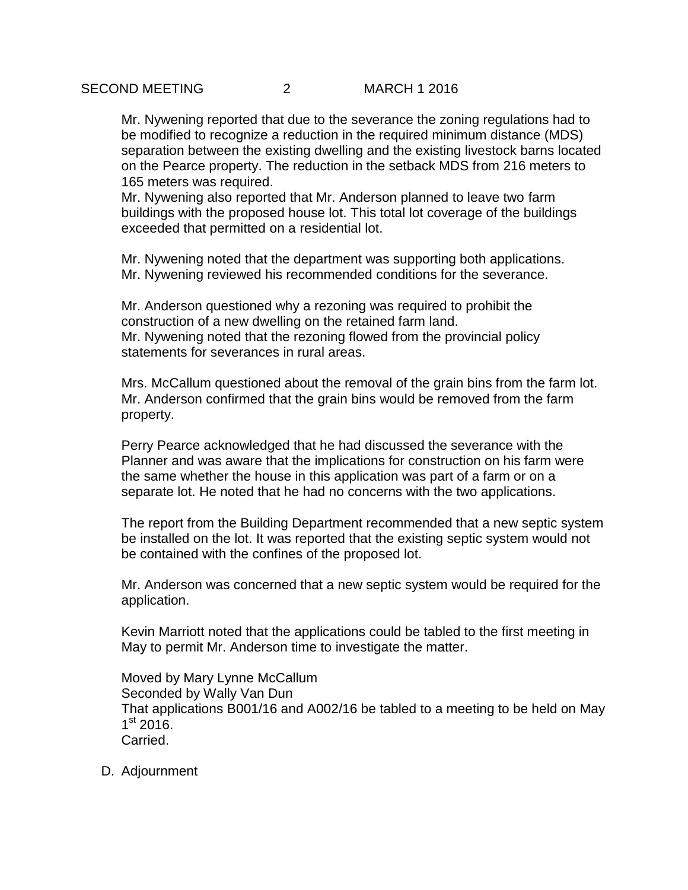Mr. Nywening reported that due to the severance the zoning regulations had to be modified to recognize a reduction in the required minimum distance (MDS) separation between the existing dwelling and the existing livestock barns located on the Pearce property. The reduction in the setback MDS from 216 meters to 165 meters was required.
Mr. Nywening also reported that Mr. Anderson planned to leave two farm buildings with the proposed house lot. This total lot coverage of the buildings exceeded that permitted on a residential lot.

Mr. Nywening noted that the department was supporting both applications.
Mr. Nywening reviewed his recommended conditions for the severance.

Mr. Anderson questioned why a rezoning was required to prohibit the construction of a new dwelling on the retained farm land.
Mr. Nywening noted that the rezoning flowed from the provincial policy statements for severances in rural areas.

Mrs. McCallum questioned about the removal of the grain bins from the farm lot.
Mr. Anderson confirmed that the grain bins would be removed from the farm property.

Perry Pearce acknowledged that he had discussed the severance with the Planner and was aware that the implications for construction on his farm were the same whether the house in this application was part of a farm or on a separate lot. He noted that he had no concerns with the two applications.

The report from the Building Department recommended that a new septic system be installed on the lot. It was reported that the existing septic system would not be contained with the confines of the proposed lot.

Mr. Anderson was concerned that a new septic system would be required for the application.

Kevin Marriott noted that the applications could be tabled to the first meeting in May to permit Mr. Anderson time to investigate the matter.

Moved by Mary Lynne McCallum
Seconded by Wally Van Dun
That applications B001/16 and A002/16 be tabled to a meeting to be held on May 1st 2016.
Carried.

D. Adjournment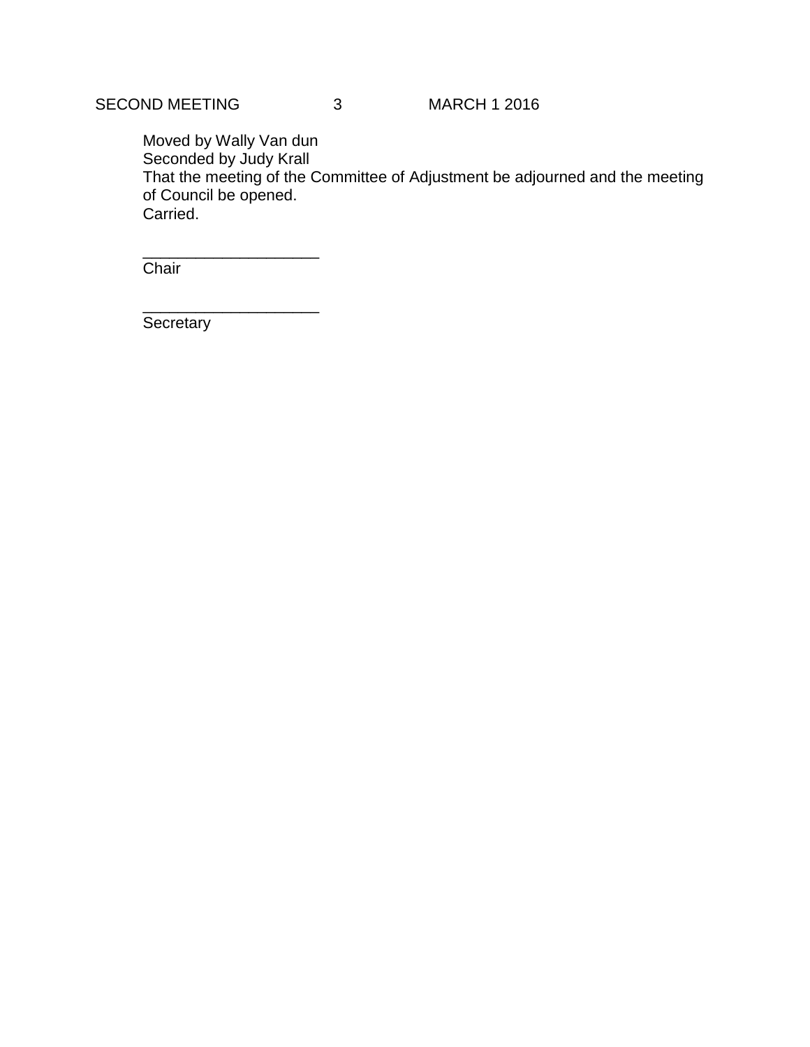Moved by Wally Van dun
Seconded by Judy Krall
That the meeting of the Committee of Adjustment be adjourned and the meeting of Council be opened.
Carried.

____________________
Chair

____________________
Secretary